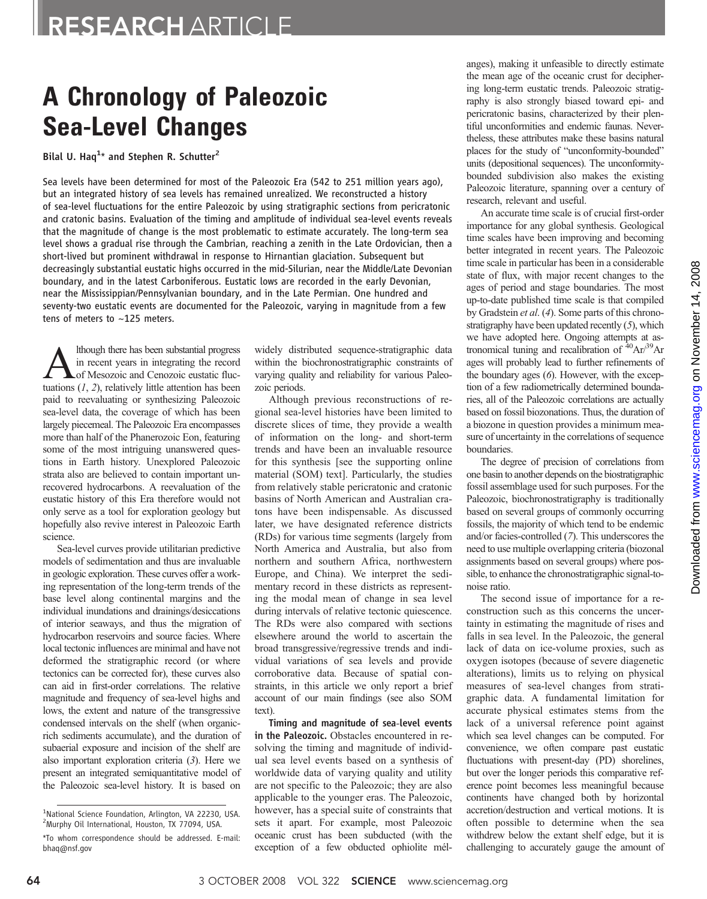RESEARCH ARTICLE

# A Chronology of Paleozoic Sea-Level Changes

Bilal U. Haq[1]* and Stephen R. Schutter[2]

**Sea levels have been determined for most of the Paleozoic Era (542 to 251 million years ago), but an integrated history of sea levels has remained unrealized. We reconstructed a history of sea-level fluctuations for the entire Paleozoic by using stratigraphic sections from pericratonic and cratonic basins. Evaluation of the timing and amplitude of individual sea-level events reveals that the magnitude of change is the most problematic to estimate accurately. The long-term sea level shows a gradual rise through the Cambrian, reaching a zenith in the Late Ordovician, then a short-lived but prominent withdrawal in response to Hirnantian glaciation. Subsequent but decreasingly substantial eustatic highs occurred in the mid-Silurian, near the Middle/Late Devonian boundary, and in the latest Carboniferous. Eustatic lows are recorded in the early Devonian, near the Mississippian/Pennsylvanian boundary, and in the Late Permian. One hundred and seventy-two eustatic events are documented for the Paleozoic, varying in magnitude from a few tens of meters to ~125 meters.**

Although there has been substantial progress in recent years in integrating the record of Mesozoic and Cenozoic eustatic fluctuations (*1*, *2*), relatively little attention has been paid to reevaluating or synthesizing Paleozoic sea-level data, the coverage of which has been largely piecemeal. The Paleozoic Era encompasses more than half of the Phanerozoic Eon, featuring some of the most intriguing unanswered questions in Earth history. Unexplored Paleozoic strata also are believed to contain important unrecovered hydrocarbons. A reevaluation of the eustatic history of this Era therefore would not only serve as a tool for exploration geology but hopefully also revive interest in Paleozoic Earth science.

Sea-level curves provide utilitarian predictive models of sedimentation and thus are invaluable in geologic exploration. These curves offer a working representation of the long-term trends of the base level along continental margins and the individual inundations and drainings/desiccations of interior seaways, and thus the migration of hydrocarbon reservoirs and source facies. Where local tectonic influences are minimal and have not deformed the stratigraphic record (or where tectonics can be corrected for), these curves also can aid in first-order correlations. The relative magnitude and frequency of sea-level highs and lows, the extent and nature of the transgressive condensed intervals on the shelf (when organic-rich sediments accumulate), and the duration of subaerial exposure and incision of the shelf are also important exploration criteria (*3*). Here we present an integrated semiquantitative model of the Paleozoic sea-level history. It is based on widely distributed sequence-stratigraphic data within the biochronostratigraphic constraints of varying quality and reliability for various Paleozoic periods.

Although previous reconstructions of regional sea-level histories have been limited to discrete slices of time, they provide a wealth of information on the long- and short-term trends and have been an invaluable resource for this synthesis [see the supporting online material (SOM) text]. Particularly, the studies from relatively stable pericratonic and cratonic basins of North American and Australian cratons have been indispensable. As discussed later, we have designated reference districts (RDs) for various time segments (largely from North America and Australia, but also from northern and southern Africa, northwestern Europe, and China). We interpret the sedimentary record in these districts as representing the modal mean of change in sea level during intervals of relative tectonic quiescence. The RDs were also compared with sections elsewhere around the world to ascertain the broad transgressive/regressive trends and individual variations of sea levels and provide corroborative data. Because of spatial constraints, in this article we only report a brief account of our main findings (see also SOM text).

**Timing and magnitude of sea-level events in the Paleozoic.** Obstacles encountered in resolving the timing and magnitude of individual sea level events based on a synthesis of worldwide data of varying quality and utility are not specific to the Paleozoic; they are also applicable to the younger eras. The Paleozoic, however, has a special suite of constraints that sets it apart. For example, most Paleozoic oceanic crust has been subducted (with the exception of a few obducted ophiolite mélanges), making it unfeasible to directly estimate the mean age of the oceanic crust for deciphering long-term eustatic trends. Paleozoic stratigraphy is also strongly biased toward epi- and pericratonic basins, characterized by their plentiful unconformities and endemic faunas. Nevertheless, these attributes make these basins natural places for the study of "unconformity-bounded" units (depositional sequences). The unconformity-bounded subdivision also makes the existing Paleozoic literature, spanning over a century of research, relevant and useful.

An accurate time scale is of crucial first-order importance for any global synthesis. Geological time scales have been improving and becoming better integrated in recent years. The Paleozoic time scale in particular has been in a considerable state of flux, with major recent changes to the ages of period and stage boundaries. The most up-to-date published time scale is that compiled by Gradstein *et al.* (*4*). Some parts of this chronostratigraphy have been updated recently (*5*), which we have adopted here. Ongoing attempts at astronomical tuning and recalibration of $^{40}Ar/^{39}Ar$ ages will probably lead to further refinements of the boundary ages (*6*). However, with the exception of a few radiometrically determined boundaries, all of the Paleozoic correlations are actually based on fossil biozonations. Thus, the duration of a biozone in question provides a minimum measure of uncertainty in the correlations of sequence boundaries.

The degree of precision of correlations from one basin to another depends on the biostratigraphic fossil assemblage used for such purposes. For the Paleozoic, biochronostratigraphy is traditionally based on several groups of commonly occurring fossils, the majority of which tend to be endemic and/or facies-controlled (*7*). This underscores the need to use multiple overlapping criteria (biozonal assignments based on several groups) where possible, to enhance the chronostratigraphic signal-to-noise ratio.

The second issue of importance for a reconstruction such as this concerns the uncertainty in estimating the magnitude of rises and falls in sea level. In the Paleozoic, the general lack of data on ice-volume proxies, such as oxygen isotopes (because of severe diagenetic alterations), limits us to relying on physical measures of sea-level changes from stratigraphic data. A fundamental limitation for accurate physical estimates stems from the lack of a universal reference point against which sea level changes can be computed. For convenience, we often compare past eustatic fluctuations with present-day (PD) shorelines, but over the longer periods this comparative reference point becomes less meaningful because continents have changed both by horizontal accretion/destruction and vertical motions. It is often possible to determine when the sea withdrew below the extant shelf edge, but it is challenging to accurately gauge the amount of

[1]National Science Foundation, Arlington, VA 22230, USA. [2]Murphy Oil International, Houston, TX 77094, USA.

*To whom correspondence should be addressed. E-mail: bhaq@nsf.gov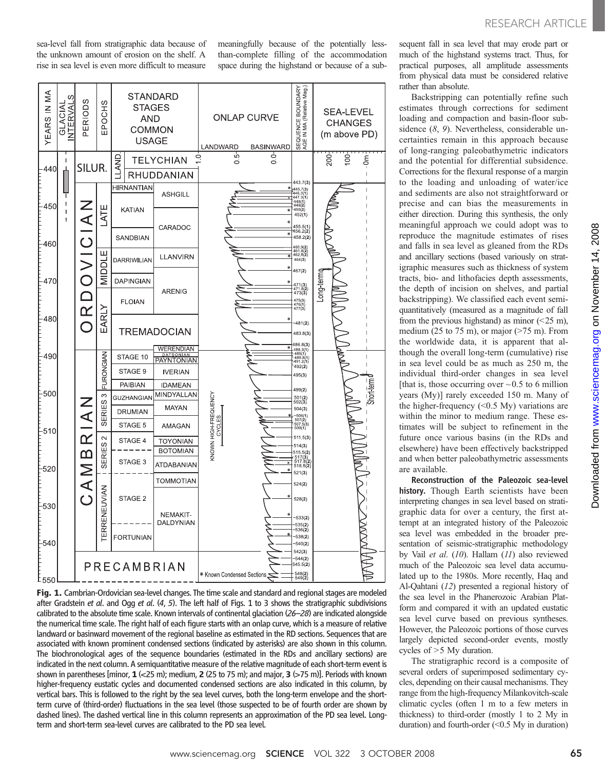sea-level fall from stratigraphic data because of the unknown amount of erosion on the shelf. A rise in sea level is even more difficult to measure meaningfully because of the potentially less-than-complete filling of the accommodation space during the highstand or because of a subsequent fall in sea level that may erode part or much of the highstand systems tract. Thus, for practical purposes, all amplitude assessments from physical data must be considered relative rather than absolute.

Backstripping can potentially refine such estimates through corrections for sediment loading and compaction and basin-floor subsidence (*8*, *9*). Nevertheless, considerable uncertainties remain in this approach because of long-ranging paleobathymetric indicators and the potential for differential subsidence. Corrections for the flexural response of a margin to the loading and unloading of water/ice and sediments are also not straightforward or precise and can bias the measurements in either direction. During this synthesis, the only meaningful approach we could adopt was to reproduce the magnitude estimates of rises and falls in sea level as gleaned from the RDs and ancillary sections (based variously on stratigraphic measures such as thickness of system tracts, bio- and lithofacies depth assessments, the depth of incision on shelves, and partial backstripping). We classified each event semi-quantitatively (measured as a magnitude of fall from the previous highstand) as minor (<25 m), medium (25 to 75 m), or major (>75 m). From the worldwide data, it is apparent that although the overall long-term (cumulative) rise in sea level could be as much as 250 m, the individual third-order changes in sea level [that is, those occurring over ~0.5 to 6 million years (My)] rarely exceeded 150 m. Many of the higher-frequency (<0.5 My) variations are within the minor to medium range. These estimates will be subject to refinement in the future once various basins (in the RDs and elsewhere) have been effectively backstripped and when better paleobathymetric assessments are available.

**Reconstruction of the Paleozoic sea-level history.** Though Earth scientists have been interpreting changes in sea level based on stratigraphic data for over a century, the first attempt at an integrated history of the Paleozoic sea level was embedded in the broader presentation of seismic-stratigraphic methodology by Vail *et al.* (*10*). Hallam (*11*) also reviewed much of the Paleozoic sea level data accumulated up to the 1980s. More recently, Haq and Al-Qahtani (*12*) presented a regional history of the sea level in the Phanerozoic Arabian Platform and compared it with an updated eustatic sea level curve based on previous syntheses. However, the Paleozoic portions of those curves largely depicted second-order events, mostly cycles of >5 My duration.

The stratigraphic record is a composite of several orders of superimposed sedimentary cycles, depending on their causal mechanisms. They range from the high-frequency Milankovitch-scale climatic cycles (often 1 m to a few meters in thickness) to third-order (mostly 1 to 2 My in duration) and fourth-order (<0.5 My in duration)

**Fig. 1.** Cambrian-Ordovician sea-level changes. The time scale and standard and regional stages are modeled after Gradstein *et al.* and Ogg *et al.* (*4*, *5*). The left half of Figs. 1 to 3 shows the stratigraphic subdivisions calibrated to the absolute time scale. Known intervals of continental glaciation (*26*–*28*) are indicated alongside the numerical time scale. The right half of each figure starts with an onlap curve, which is a measure of relative landward or basinward movement of the regional baseline as estimated in the RD sections. Sequences that are associated with known prominent condensed sections (indicated by asterisks) are also shown in this column. The biochronological ages of the sequence boundaries (estimated in the RDs and ancillary sections) are indicated in the next column. A semiquantitative measure of the relative magnitude of each short-term event is shown in parentheses [minor, **1** (<25 m); medium, **2** (25 to 75 m); and major, **3** (>75 m)]. Periods with known higher-frequency eustatic cycles and documented condensed sections are also indicated in this column, by vertical bars. This is followed to the right by the sea level curves, both the long-term envelope and the short-term curve of (third-order) fluctuations in the sea level (those suspected to be of fourth order are shown by dashed lines). The dashed vertical line in this column represents an approximation of the PD sea level. Long-term and short-term sea-level curves are calibrated to the PD sea level.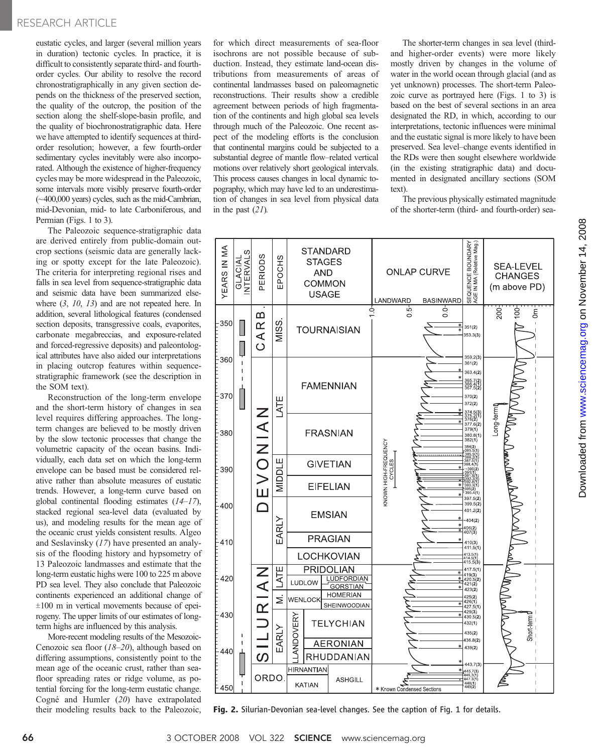eustatic cycles, and larger (several million years in duration) tectonic cycles. In practice, it is difficult to consistently separate third- and fourth-order cycles. Our ability to resolve the record chronostratigraphically in any given section depends on the thickness of the preserved section, the quality of the outcrop, the position of the section along the shelf-slope-basin profile, and the quality of biochronostratigraphic data. Here we have attempted to identify sequences at third-order resolution; however, a few fourth-order sedimentary cycles inevitably were also incorporated. Although the existence of higher-frequency cycles may be more widespread in the Paleozoic, some intervals more visibly preserve fourth-order (~400,000 years) cycles, such as the mid-Cambrian, mid-Devonian, mid- to late Carboniferous, and Permian (Figs. 1 to 3).

The Paleozoic sequence-stratigraphic data are derived entirely from public-domain outcrop sections (seismic data are generally lacking or spotty except for the late Paleozoic). The criteria for interpreting regional rises and falls in sea level from sequence-stratigraphic data and seismic data have been summarized elsewhere (*3*, *10*, *13*) and are not repeated here. In addition, several lithological features (condensed section deposits, transgressive coals, evaporites, carbonate megabreccias, and exposure-related and forced-regressive deposits) and paleontological attributes have also aided our interpretations in placing outcrop features within sequence-stratigraphic framework (see the description in the SOM text).

Reconstruction of the long-term envelope and the short-term history of changes in sea level requires differing approaches. The long-term changes are believed to be mostly driven by the slow tectonic processes that change the volumetric capacity of the ocean basins. Individually, each data set on which the long-term envelope can be based must be considered relative rather than absolute measures of eustatic trends. However, a long-term curve based on global continental flooding estimates (*14*–*17*), stacked regional sea-level data (evaluated by us), and modeling results for the mean age of the oceanic crust yields consistent results. Algeo and Seslavinsky (*17*) have presented an analysis of the flooding history and hypsometry of 13 Paleozoic landmasses and estimate that the long-term eustatic highs were 100 to 225 m above PD sea level. They also conclude that Paleozoic continents experienced an additional change of ±100 m in vertical movements because of epeirogeny. The upper limits of our estimates of long-term highs are influenced by this analysis.

More-recent modeling results of the Mesozoic-Cenozoic sea floor (*18*–*20*), although based on differing assumptions, consistently point to the mean age of the oceanic crust, rather than sea-floor spreading rates or ridge volume, as potential forcing for the long-term eustatic change. Cogné and Humler (*20*) have extrapolated their modeling results back to the Paleozoic, for which direct measurements of sea-floor isochrons are not possible because of subduction. Instead, they estimate land-ocean distributions from measurements of areas of continental landmasses based on paleomagnetic reconstructions. Their results show a credible agreement between periods of high fragmentation of the continents and high global sea levels through much of the Paleozoic. One recent aspect of the modeling efforts is the conclusion that continental margins could be subjected to a substantial degree of mantle flow–related vertical motions over relatively short geological intervals. This process causes changes in local dynamic topography, which may have led to an underestimation of changes in sea level from physical data in the past (*21*).

The shorter-term changes in sea level (third- and higher-order events) were more likely mostly driven by changes in the volume of water in the world ocean through glacial (and as yet unknown) processes. The short-term Paleozoic curve as portrayed here (Figs. 1 to 3) is based on the best of several sections in an area designated the RD, in which, according to our interpretations, tectonic influences were minimal and the eustatic signal is more likely to have been preserved. Sea level–change events identified in the RDs were then sought elsewhere worldwide (in the existing stratigraphic data) and documented in designated ancillary sections (SOM text).

The previous physically estimated magnitude of the shorter-term (third- and fourth-order) sea-

**Fig. 2.** Silurian-Devonian sea-level changes. See the caption of Fig. 1 for details.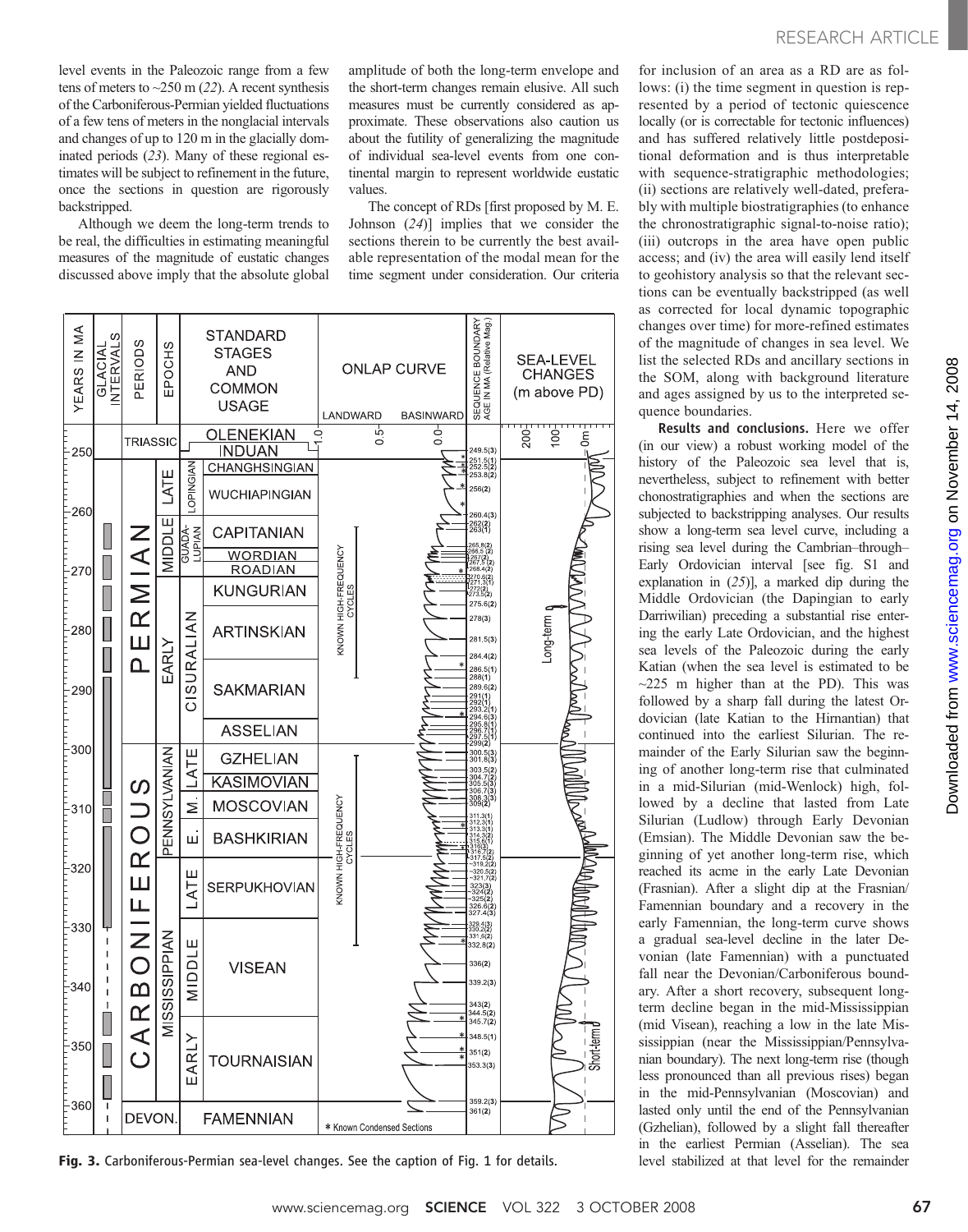level events in the Paleozoic range from a few tens of meters to ~250 m (*22*). A recent synthesis of the Carboniferous-Permian yielded fluctuations of a few tens of meters in the nonglacial intervals and changes of up to 120 m in the glacially dominated periods (*23*). Many of these regional estimates will be subject to refinement in the future, once the sections in question are rigorously backstripped.

Although we deem the long-term trends to be real, the difficulties in estimating meaningful measures of the magnitude of eustatic changes discussed above imply that the absolute global amplitude of both the long-term envelope and the short-term changes remain elusive. All such measures must be currently considered as approximate. These observations also caution us about the futility of generalizing the magnitude of individual sea-level events from one continental margin to represent worldwide eustatic values.

The concept of RDs [first proposed by M. E. Johnson (*24*)] implies that we consider the sections therein to be currently the best available representation of the modal mean for the time segment under consideration. Our criteria for inclusion of an area as a RD are as follows: (i) the time segment in question is represented by a period of tectonic quiescence locally (or is correctable for tectonic influences) and has suffered relatively little postdepositional deformation and is thus interpretable with sequence-stratigraphic methodologies; (ii) sections are relatively well-dated, preferably with multiple biostratigraphies (to enhance the chronostratigraphic signal-to-noise ratio); (iii) outcrops in the area have open public access; and (iv) the area will easily lend itself to geohistory analysis so that the relevant sections can be eventually backstripped (as well as corrected for local dynamic topographic changes over time) for more-refined estimates of the magnitude of changes in sea level. We list the selected RDs and ancillary sections in the SOM, along with background literature and ages assigned by us to the interpreted sequence boundaries.

**Results and conclusions.** Here we offer (in our view) a robust working model of the history of the Paleozoic sea level that is, nevertheless, subject to refinement with better chonostratigraphies and when the sections are subjected to backstripping analyses. Our results show a long-term sea level cycle, including a rising sea level during the Cambrian–through–Early Ordovician interval [see fig. S1 and explanation in (*25*)], a marked dip during the Middle Ordovician (the Dapingian to early Darriwilian) preceding a substantial rise entering the early Late Ordovician, and the highest sea levels of the Paleozoic during the early Katian (when the sea level is estimated to be ~225 m higher than at the PD). This was followed by a sharp fall during the latest Ordovician (late Katian to the Hirnantian) that continued into the earliest Silurian. The remainder of the Early Silurian saw the beginning of another long-term rise that culminated in a mid-Silurian (mid-Wenlock) high, followed by a decline that lasted from Late Silurian (Ludlow) through Early Devonian (Emsian). The Middle Devonian saw the beginning of yet another long-term rise, which reached its acme in the early Late Devonian (Frasnian). After a slight dip at the Frasnian/Famennian boundary and a recovery in the early Famennian, the long-term curve shows a gradual sea-level decline in the later Devonian (late Famennian) with a punctuated fall near the Devonian/Carboniferous boundary. After a short recovery, subsequent long-term decline began in the mid-Mississippian (mid Visean), reaching a low in the late Mississippian (near the Mississippian/Pennsylvanian boundary). The next long-term rise (though less pronounced than all previous rises) began in the mid-Pennsylvanian (Moscovian) and lasted only until the end of the Pennsylvanian (Gzhelian), followed by a slight fall thereafter in the earliest Permian (Asselian). The sea level stabilized at that level for the remainder

YEARS IN MA | GLACIAL INTERVALS | PERIODS | EPOCHS | STANDARD STAGES AND COMMON USAGE | ONLAP CURVE | SEQUENCE BOUNDARY AGE IN MA (Relative Mag.) | SEA-LEVEL CHANGES (m above PD)

LANDWARD 1.0 0.5 0.0 BASINWARD

200 100 0m

250 260 270 280 290 300 310 320 330 340 350 360

TRIASSIC: OLENEKIAN, INDUAN
PERMIAN: LATE (LOPINGIAN): CHANGHSINGIAN, WUCHIAPINGIAN; MIDDLE (GUADALUPIAN): CAPITANIAN, WORDIAN, ROADIAN; EARLY (CISURALIAN): KUNGURIAN, ARTINSKIAN, SAKMARIAN, ASSELIAN
CARBONIFEROUS: PENNSYLVANIAN: LATE: GZHELIAN, KASIMOVIAN; M.: MOSCOVIAN; E.: BASHKIRIAN; MISSISSIPPIAN: LATE: SERPUKHOVIAN; MIDDLE: VISEAN; EARLY: TOURNAISIAN
DEVON.: FAMENNIAN

KNOWN HIGH-FREQUENCY CYCLES

249.5(3) 251.5(1) 252.5(2) 253.8(2) 256(2) 260.4(3) 262(2) 263(1) 265.8(2) 266.5(2) 267(2) 267.5(2) 268.4(2) 270.6(2) 271.3(1) 272(2) 273.5(2) 275.6(2) 278(3) 281.5(3) 284.4(2) 286.5(1) 288(1) 289.6(2) 291(1) 292(1) 293.2(1) 294.6(3) 295.8(1) 296.7(1) 297.5(1) 299(2) 300.5(3) 301.8(3) 303.5(2) 304.7(2) 305.5(3) 306.7(3) 308.3(3) 309(2) 311.3(1) 312.3(1) 313.3(1) 314.3(2) 315.6(1) 316(3) 316.7(2) 317.5(2) ~319.2(2) ~320.5(2) ~321.7(2) 323(3) ~324(2) ~325(2) 326.6(2) 327.4(3) 329.4(3) 330.2(2) 331.5(2) 332.8(2) 336(2) 339.2(3) 343(2) 344.5(2) 345.7(2) 348.5(1) 351(2) 353.3(3) 359.2(3) 361(2)

Long-term

Short-term

* Known Condensed Sections

**Fig. 3.** Carboniferous-Permian sea-level changes. See the caption of Fig. 1 for details.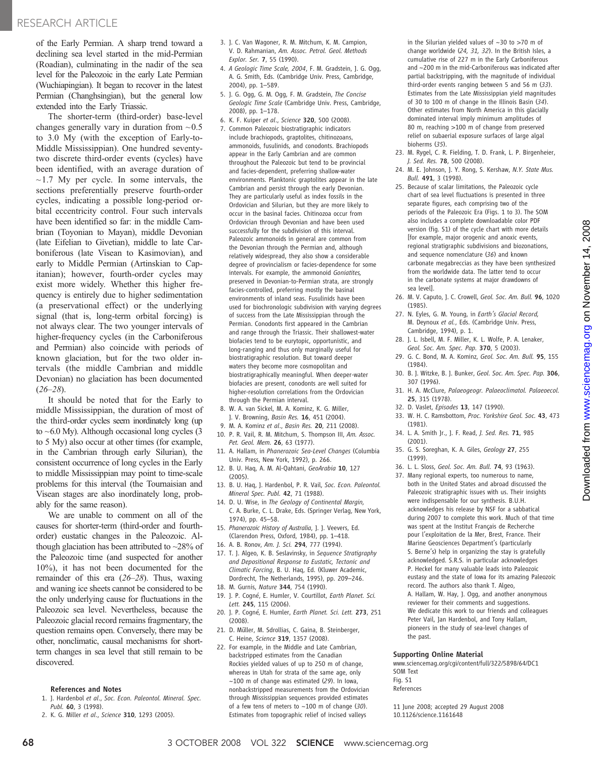of the Early Permian. A sharp trend toward a declining sea level started in the mid-Permian (Roadian), culminating in the nadir of the sea level for the Paleozoic in the early Late Permian (Wuchiapingian). It began to recover in the latest Permian (Changhsingian), but the general low extended into the Early Triassic.

The shorter-term (third-order) base-level changes generally vary in duration from ~0.5 to 3.0 My (with the exception of Early-to-Middle Mississippian). One hundred seventy-two discrete third-order events (cycles) have been identified, with an average duration of ~1.7 My per cycle. In some intervals, the sections preferentially preserve fourth-order cycles, indicating a possible long-period orbital eccentricity control. Four such intervals have been identified so far: in the middle Cambrian (Toyonian to Mayan), middle Devonian (late Eifelian to Givetian), middle to late Carboniferous (late Visean to Kasimovian), and early to Middle Permian (Artinskian to Capitanian); however, fourth-order cycles may exist more widely. Whether this higher frequency is entirely due to higher sedimentation (a preservational effect) or the underlying signal (that is, long-term orbital forcing) is not always clear. The two younger intervals of higher-frequency cycles (in the Carboniferous and Permian) also coincide with periods of known glaciation, but for the two older intervals (the middle Cambrian and middle Devonian) no glaciation has been documented (*26*–*28*).

It should be noted that for the Early to middle Mississippian, the duration of most of the third-order cycles seem inordinately long (up to ~6.0 My). Although occasional long cycles (3 to 5 My) also occur at other times (for example, in the Cambrian through early Silurian), the consistent occurrence of long cycles in the Early to middle Mississippian may point to time-scale problems for this interval (the Tournaisian and Visean stages are also inordinately long, probably for the same reason).

We are unable to comment on all of the causes for shorter-term (third-order and fourth-order) eustatic changes in the Paleozoic. Although glaciation has been attributed to ~28% of the Paleozoic time (and suspected for another 10%), it has not been documented for the remainder of this era (*26*–*28*). Thus, waxing and waning ice sheets cannot be considered to be the only underlying cause for fluctuations in the Paleozoic sea level. Nevertheless, because the Paleozoic glacial record remains fragmentary, the question remains open. Conversely, there may be other, nonclimatic, causal mechanisms for short-term changes in sea level that still remain to be discovered.

### References and Notes

1. J. Hardenbol *et al.*, *Soc. Econ. Paleontol. Mineral. Spec. Publ.* **60**, 3 (1998).
2. K. G. Miller *et al.*, *Science* **310**, 1293 (2005).
3. J. C. Van Wagoner, R. M. Mitchum, K. M. Campion, V. D. Rahmanian, *Am. Assoc. Petrol. Geol. Methods Explor. Ser.* **7**, 55 (1990).
4. *A Geologic Time Scale, 2004*, F. M. Gradstein, J. G. Ogg, A. G. Smith, Eds. (Cambridge Univ. Press, Cambridge, 2004), pp. 1–589.
5. J. G. Ogg, G. M. Ogg, F. M. Gradstein, *The Concise Geologic Time Scale* (Cambridge Univ. Press, Cambridge, 2008), pp. 1–178.
6. K. F. Kuiper *et al.*, *Science* **320**, 500 (2008).
7. Common Paleozoic biostratigraphic indicators include brachiopods, graptolites, chitinozoans, ammonoids, fusulinids, and conodonts. Brachiopods appear in the Early Cambrian and are common throughout the Paleozoic but tend to be provincial and facies-dependent, preferring shallow-water environments. Planktonic graptolites appear in the late Cambrian and persist through the early Devonian. They are particularly useful as index fossils in the Ordovician and Silurian, but they are more likely to occur in the basinal facies. Chitinozoa occur from Ordovician through Devonian and have been used successfully for the subdivision of this interval. Paleozoic ammonoids in general are common from the Devonian through the Permian and, although relatively widespread, they also show a considerable degree of provincialism or facies-dependence for some intervals. For example, the ammonoid *Goniatites,* preserved in Devonian-to-Permian strata, are strongly facies-controlled, preferring mostly the basinal environments of inland seas. Fusulinids have been used for biochronologic subdivision with varying degrees of success from the Late Mississippian through the Permian. Conodonts first appeared in the Cambrian and range through the Triassic. Their shallowest-water biofacies tend to be eurytopic, opportunistic, and long-ranging and thus only marginally useful for biostratigraphic resolution. But toward deeper waters they become more cosmopolitan and biostratigraphically meaningful. When deeper-water biofacies are present, conodonts are well suited for higher-resolution correlations from the Ordovician through the Permian interval.
8. W. A. van Sickel, M. A. Kominz, K. G. Miller, J. V. Browning, *Basin Res.* **16**, 451 (2004).
9. M. A. Kominz *et al.*, *Basin Res.* **20**, 211 (2008).
10. P. R. Vail, R. M. Mitchum, S. Thompson III, *Am. Assoc. Pet. Geol. Mem.* **26**, 63 (1977).
11. A. Hallam, in *Phanerozoic Sea-Level Changes* (Columbia Univ. Press, New York, 1992), p. 266.
12. B. U. Haq, A. M. Al-Qahtani, *GeoArabia* **10**, 127 (2005).
13. B. U. Haq, J. Hardenbol, P. R. Vail, *Soc. Econ. Paleontol. Mineral Spec. Publ.* **42**, 71 (1988).
14. D. U. Wise, in *The Geology of Continental Margin,* C. A. Burke, C. L. Drake, Eds. (Springer Verlag, New York, 1974), pp. 45–58.
15. *Phanerozoic History of Australia*, J. J. Veevers, Ed. (Clarendon Press, Oxford, 1984), pp. 1–418.
16. A. B. Ronov, *Am. J. Sci.* **294**, 777 (1994).
17. T. J. Algeo, K. B. Seslavinsky, in *Sequence Stratigraphy and Depositional Response to Eustatic, Tectonic and Climatic Forcing*, B. U. Haq, Ed. (Kluwer Academic, Dordrecht, The Netherlands, 1995), pp. 209–246.
18. M. Gurnis, *Nature* **344**, 754 (1990).
19. J. P. Cogné, E. Humler, V. Courtillot, *Earth Planet. Sci. Lett.* **245**, 115 (2006).
20. J. P. Cogné, E. Humler, *Earth Planet. Sci. Lett.* **273**, 251 (2008).
21. D. Müller, M. Sdrollias, C. Gaina, B. Steinberger, C. Heine, *Science* **319**, 1357 (2008).
22. For example, in the Middle and Late Cambrian, backstripped estimates from the Canadian Rockies yielded values of up to 250 m of change, whereas in Utah for strata of the same age, only ~100 m of change was estimated (*29*). In Iowa, nonbackstripped measurements from the Ordovician through Mississippian sequences provided estimates of a few tens of meters to ~100 m of change (*30*). Estimates from topographic relief of incised valleys in the Silurian yielded values of ~30 to >70 m of change worldwide (*24, 31, 32*). In the British Isles, a cumulative rise of 227 m in the Early Carboniferous and ~200 m in the mid-Carboniferous was indicated after partial backstripping, with the magnitude of individual third-order events ranging between 5 and 56 m (*33*). Estimates from the Late Mississippian yield magnitudes of 30 to 100 m of change in the Illinois Basin (*34*). Other estimates from North America in this glacially dominated interval imply minimum amplitudes of 80 m, reaching >100 m of change from preserved relief on subaerial exposure surfaces of large algal bioherms (*35*).
23. M. Rygel, C. R. Fielding, T. D. Frank, L. P. Birgenheier, *J. Sed. Res.* **78**, 500 (2008).
24. M. E. Johnson, J. Y. Rong, S. Kershaw, *N.Y. State Mus. Bull.* **491**, 3 (1998).
25. Because of scalar limitations, the Paleozoic cycle chart of sea level fluctuations is presented in three separate figures, each comprising two of the periods of the Paleozoic Era (Figs. 1 to 3). The SOM also includes a complete downloadable color PDF version (fig. S1) of the cycle chart with more details [for example, major orogenic and anoxic events, regional stratigraphic subdivisions and biozonations, and sequence nomenclature (*36*) and known carbonate megabreccias as they have been synthesized from the worldwide data. The latter tend to occur in the carbonate systems at major drawdowns of sea level].
26. M. V. Caputo, J. C. Crowell, *Geol. Soc. Am. Bull.* **96**, 1020 (1985).
27. N. Eyles, G. M. Young, in *Earth's Glacial Record,* M. Deynoux *et al.*, Eds. (Cambridge Univ. Press, Cambridge, 1994), p. 1.
28. J. L. Isbell, M. F. Miller, K. L. Wolfe, P. A. Lenaker, *Geol. Soc. Am. Spec. Pap.* **370**, 5 (2003).
29. G. C. Bond, M. A. Kominz, *Geol. Soc. Am. Bull.* **95**, 155 (1984).
30. B. J. Witzke, B. J. Bunker, *Geol. Soc. Am. Spec. Pap.* **306**, 307 (1996).
31. H. A. McClure, *Palaeogeogr. Palaeoclimatol. Palaeoecol.* **25**, 315 (1978).
32. D. Vaslet, *Episodes* **13**, 147 (1990).
33. W. H. C. Ramsbottom, *Proc. Yorkshire Geol. Soc.* **43**, 473 (1981).
34. L. A. Smith Jr., J. F. Read, *J. Sed. Res.* **71**, 985 (2001).
35. G. S. Soreghan, K. A. Giles, *Geology* **27**, 255 (1999).
36. L. L. Sloss, *Geol. Soc. Am. Bull.* **74**, 93 (1963).
37. Many regional experts, too numerous to name, both in the United States and abroad discussed the Paleozoic stratigraphic issues with us. Their insights were indispensable for our synthesis. B.U.H. acknowledges his release by NSF for a sabbatical during 2007 to complete this work. Much of that time was spent at the Institut Français de Recherche pour l'exploitation de la Mer, Brest, France. Their Marine Geosciences Department's (particularly S. Berne's) help in organizing the stay is gratefully acknowledged. S.R.S. in particular acknowledges P. Heckel for many valuable leads into Paleozoic eustasy and the state of Iowa for its amazing Paleozoic record. The authors also thank T. Algeo, A. Hallam, W. Hay, J. Ogg, and another anonymous reviewer for their comments and suggestions. We dedicate this work to our friends and colleagues Peter Vail, Jan Hardenbol, and Tony Hallam, pioneers in the study of sea-level changes of the past.

### Supporting Online Material

www.sciencemag.org/cgi/content/full/322/5898/64/DC1
SOM Text
Fig. S1
References

11 June 2008; accepted 29 August 2008
10.1126/science.1161648